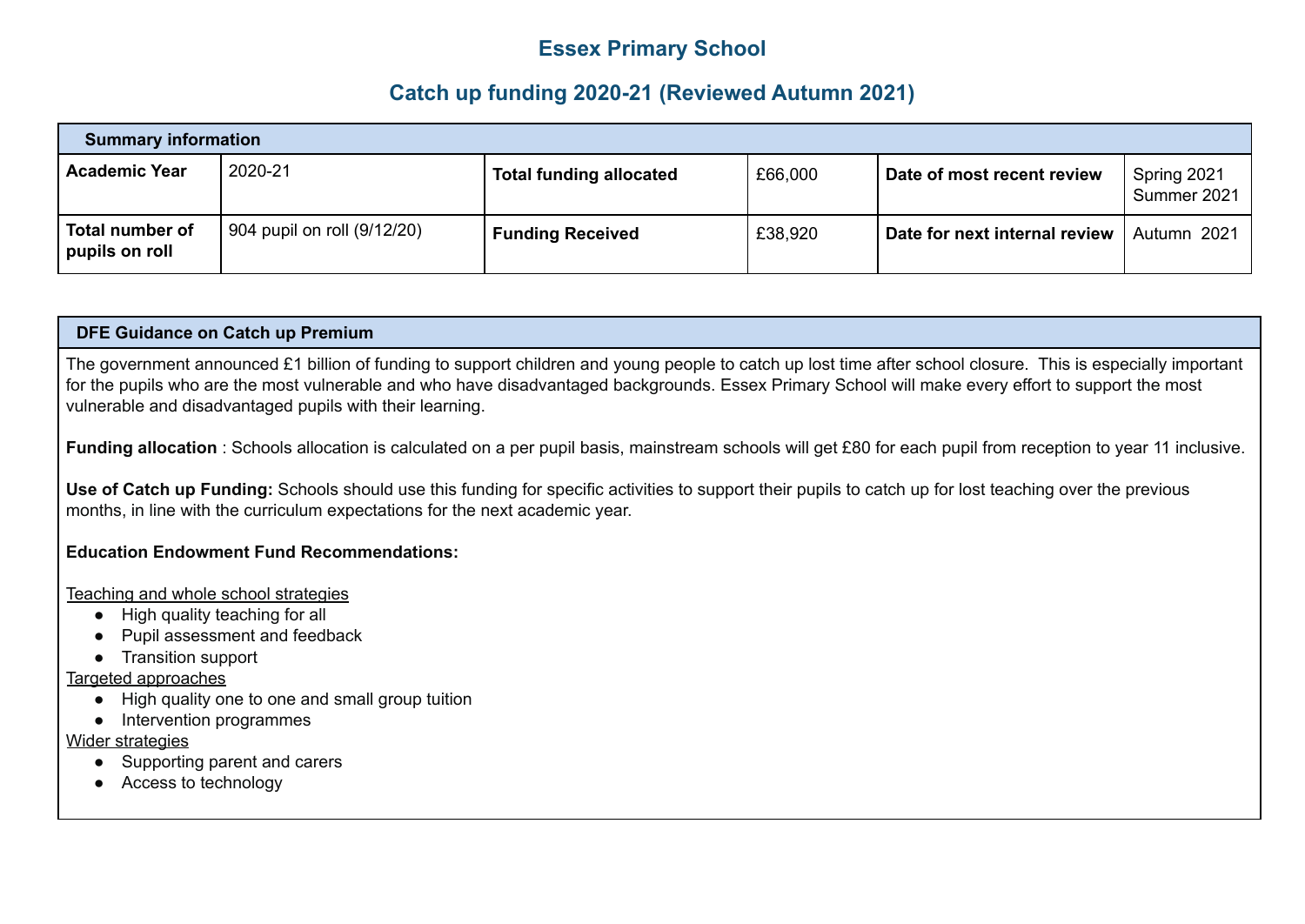# Essex Primary School

## Catch up funding 2020-21 (Reviewed Autumn 2021)

| Summary information | | | | | |
|---|---|---|---|---|---|
| **Academic Year** | 2020-21 | **Total funding allocated** | £66,000 | **Date of most recent review** | Spring 2021 Summer 2021 |
| **Total number of pupils on roll** | 904 pupil on roll (9/12/20) | **Funding Received** | £38,920 | **Date for next internal review** | Autumn 2021 |

### DFE Guidance on Catch up Premium

The government announced £1 billion of funding to support children and young people to catch up lost time after school closure. This is especially important for the pupils who are the most vulnerable and who have disadvantaged backgrounds. Essex Primary School will make every effort to support the most vulnerable and disadvantaged pupils with their learning.

**Funding allocation** : Schools allocation is calculated on a per pupil basis, mainstream schools will get £80 for each pupil from reception to year 11 inclusive.

**Use of Catch up Funding:** Schools should use this funding for specific activities to support their pupils to catch up for lost teaching over the previous months, in line with the curriculum expectations for the next academic year.

**Education Endowment Fund Recommendations:**

Teaching and whole school strategies

- High quality teaching for all
- Pupil assessment and feedback
- Transition support

Targeted approaches

- High quality one to one and small group tuition
- Intervention programmes

Wider strategies

- Supporting parent and carers
- Access to technology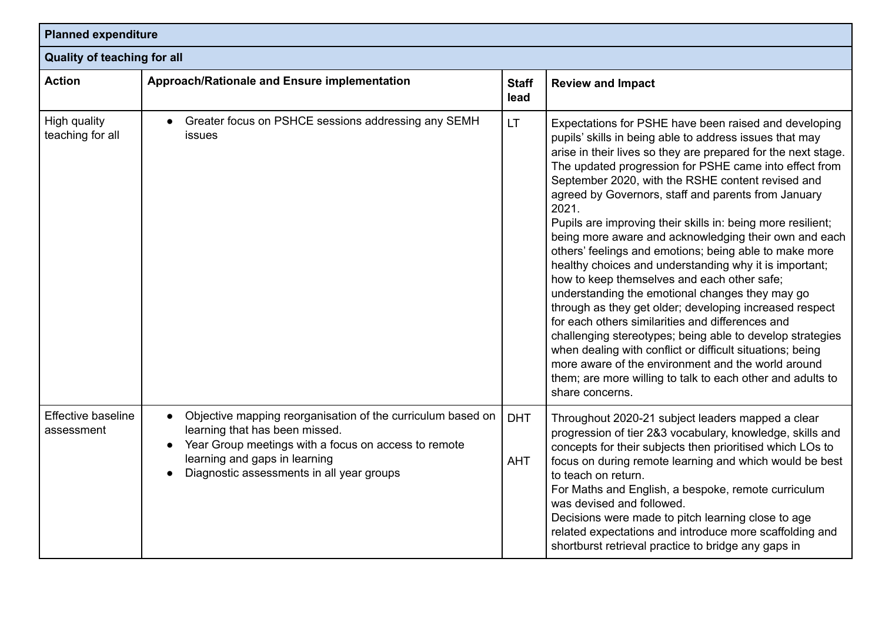| Planned expenditure | | | |
|---|---|---|---|
| **Quality of teaching for all** | | | |
| **Action** | **Approach/Rationale and Ensure implementation** | **Staff lead** | **Review and Impact** |
| High quality teaching for all | • Greater focus on PSHCE sessions addressing any SEMH issues | LT | Expectations for PSHE have been raised and developing pupils' skills in being able to address issues that may arise in their lives so they are prepared for the next stage. The updated progression for PSHE came into effect from September 2020, with the RSHE content revised and agreed by Governors, staff and parents from January 2021.<br>Pupils are improving their skills in: being more resilient; being more aware and acknowledging their own and each others' feelings and emotions; being able to make more healthy choices and understanding why it is important; how to keep themselves and each other safe; understanding the emotional changes they may go through as they get older; developing increased respect for each others similarities and differences and challenging stereotypes; being able to develop strategies when dealing with conflict or difficult situations; being more aware of the environment and the world around them; are more willing to talk to each other and adults to share concerns. |
| Effective baseline assessment | • Objective mapping reorganisation of the curriculum based on learning that has been missed.<br>• Year Group meetings with a focus on access to remote learning and gaps in learning<br>• Diagnostic assessments in all year groups | DHT<br><br>AHT | Throughout 2020-21 subject leaders mapped a clear progression of tier 2&3 vocabulary, knowledge, skills and concepts for their subjects then prioritised which LOs to focus on during remote learning and which would be best to teach on return.<br>For Maths and English, a bespoke, remote curriculum was devised and followed.<br>Decisions were made to pitch learning close to age related expectations and introduce more scaffolding and shortburst retrieval practice to bridge any gaps in |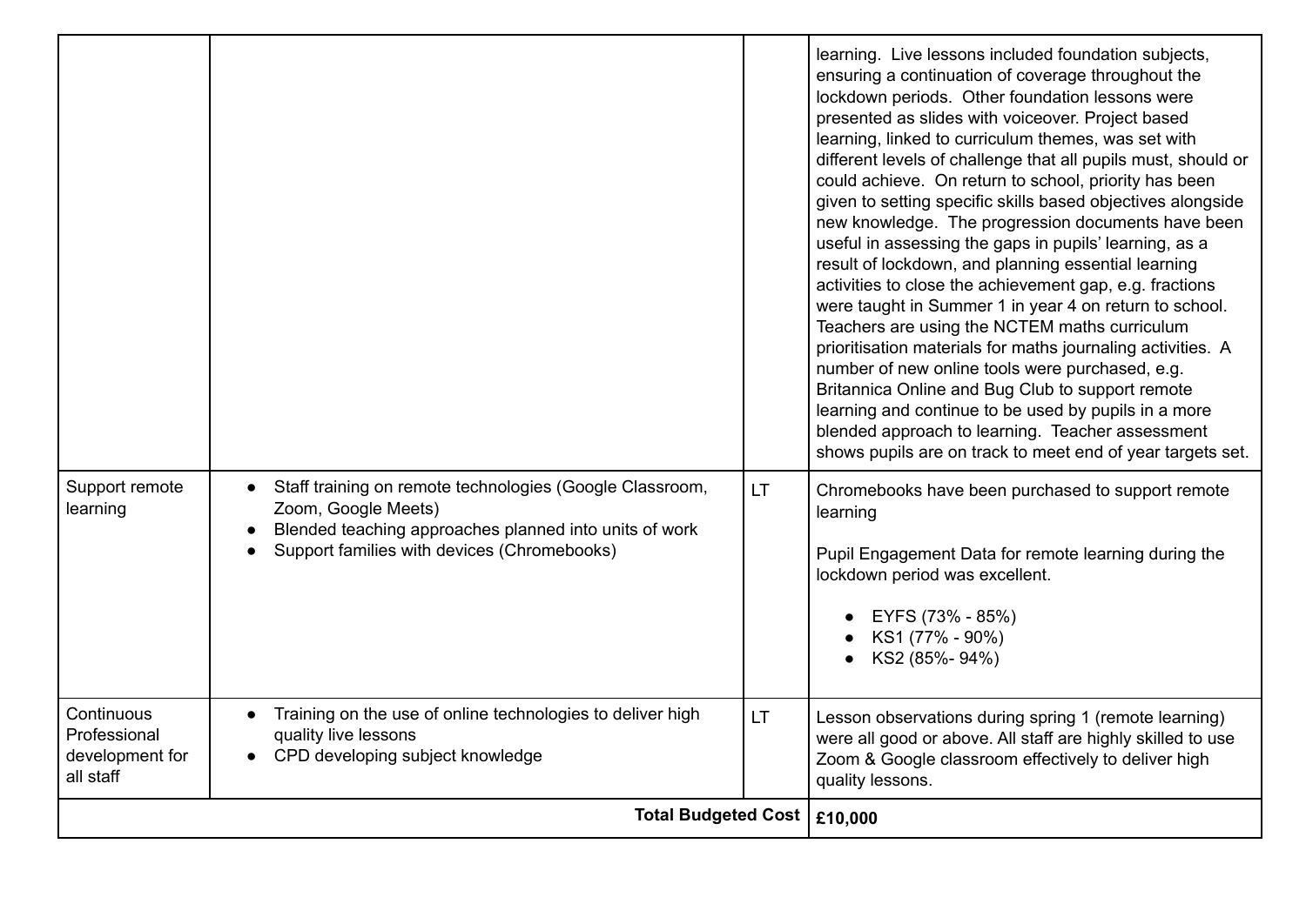| | | | |
|---|---|---|---|
| | | | learning. Live lessons included foundation subjects, ensuring a continuation of coverage throughout the lockdown periods. Other foundation lessons were presented as slides with voiceover. Project based learning, linked to curriculum themes, was set with different levels of challenge that all pupils must, should or could achieve. On return to school, priority has been given to setting specific skills based objectives alongside new knowledge. The progression documents have been useful in assessing the gaps in pupils' learning, as a result of lockdown, and planning essential learning activities to close the achievement gap, e.g. fractions were taught in Summer 1 in year 4 on return to school. Teachers are using the NCTEM maths curriculum prioritisation materials for maths journaling activities. A number of new online tools were purchased, e.g. Britannica Online and Bug Club to support remote learning and continue to be used by pupils in a more blended approach to learning. Teacher assessment shows pupils are on track to meet end of year targets set. |
| Support remote learning | • Staff training on remote technologies (Google Classroom, Zoom, Google Meets)<br>• Blended teaching approaches planned into units of work<br>• Support families with devices (Chromebooks) | LT | Chromebooks have been purchased to support remote learning<br><br>Pupil Engagement Data for remote learning during the lockdown period was excellent.<br><br>• EYFS (73% - 85%)<br>• KS1 (77% - 90%)<br>• KS2 (85%- 94%) |
| Continuous Professional development for all staff | • Training on the use of online technologies to deliver high quality live lessons<br>• CPD developing subject knowledge | LT | Lesson observations during spring 1 (remote learning) were all good or above. All staff are highly skilled to use Zoom & Google classroom effectively to deliver high quality lessons. |
| | | **Total Budgeted Cost** | **£10,000** |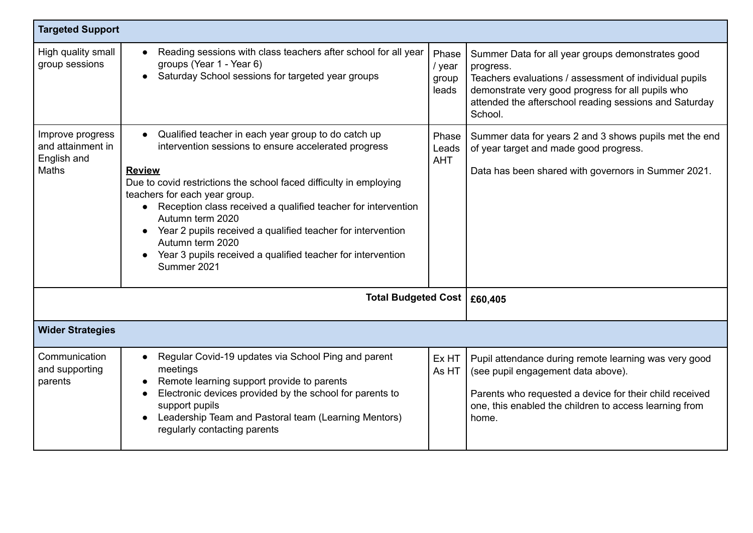| **Targeted Support** | | | |
|---|---|---|---|
| High quality small group sessions | • Reading sessions with class teachers after school for all year groups (Year 1 - Year 6)<br>• Saturday School sessions for targeted year groups | Phase / year group leads | Summer Data for all year groups demonstrates good progress.<br>Teachers evaluations / assessment of individual pupils demonstrate very good progress for all pupils who attended the afterschool reading sessions and Saturday School. |
| Improve progress and attainment in English and Maths | • Qualified teacher in each year group to do catch up intervention sessions to ensure accelerated progress<br><br>**<u>Review</u>**<br>Due to covid restrictions the school faced difficulty in employing teachers for each year group.<br>• Reception class received a qualified teacher for intervention Autumn term 2020<br>• Year 2 pupils received a qualified teacher for intervention Autumn term 2020<br>• Year 3 pupils received a qualified teacher for intervention Summer 2021 | Phase Leads AHT | Summer data for years 2 and 3 shows pupils met the end of year target and made good progress.<br><br>Data has been shared with governors in Summer 2021. |
| | | **Total Budgeted Cost** | **£60,405** |
| **Wider Strategies** | | | |
| Communication and supporting parents | • Regular Covid-19 updates via School Ping and parent meetings<br>• Remote learning support provide to parents<br>• Electronic devices provided by the school for parents to support pupils<br>• Leadership Team and Pastoral team (Learning Mentors) regularly contacting parents | Ex HT As HT | Pupil attendance during remote learning was very good (see pupil engagement data above).<br><br>Parents who requested a device for their child received one, this enabled the children to access learning from home. |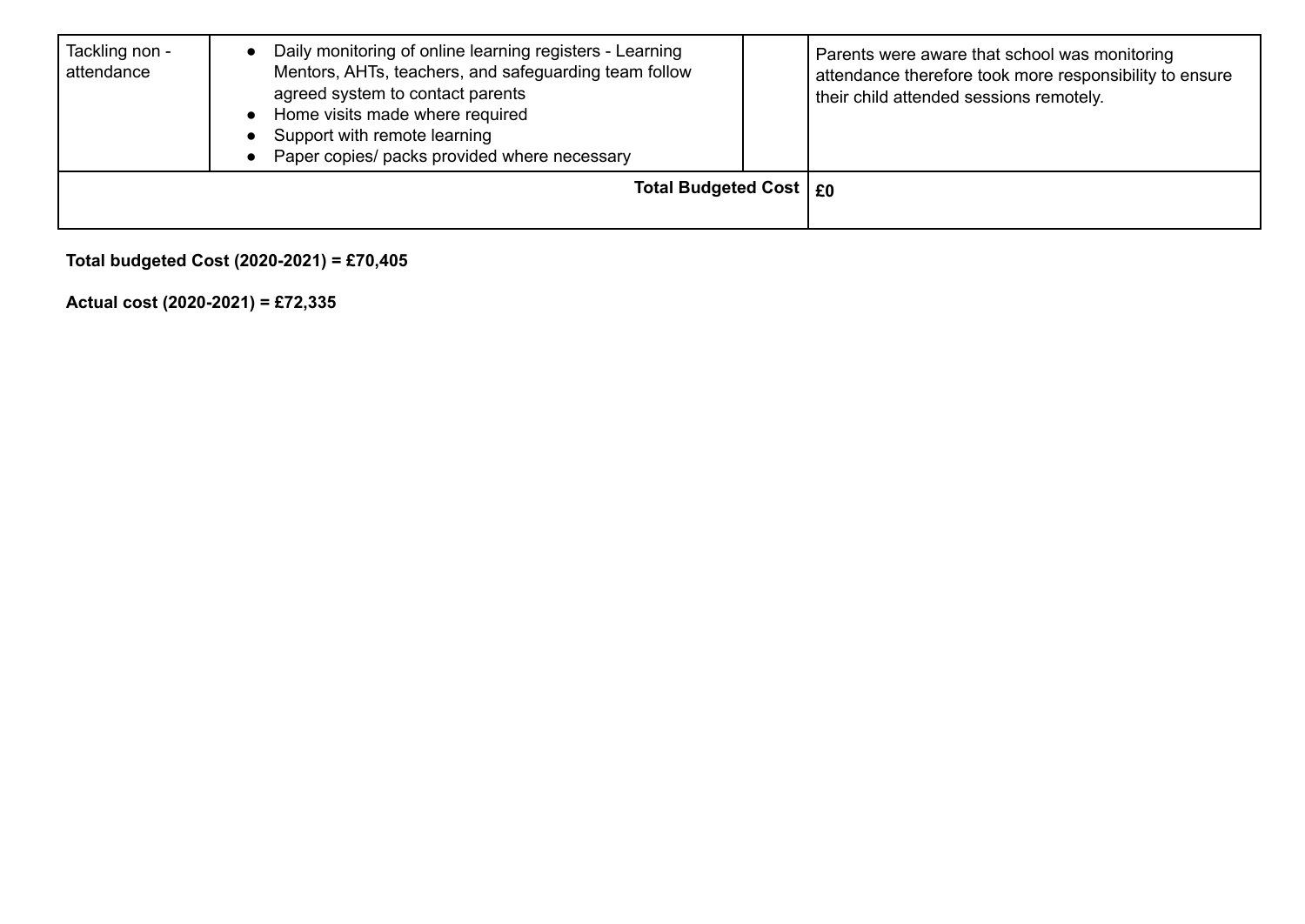| | | | |
|---|---|---|---|
| Tackling non - attendance | <ul><li>Daily monitoring of online learning registers - Learning Mentors, AHTs, teachers, and safeguarding team follow agreed system to contact parents</li><li>Home visits made where required</li><li>Support with remote learning</li><li>Paper copies/ packs provided where necessary</li></ul> | | Parents were aware that school was monitoring attendance therefore took more responsibility to ensure their child attended sessions remotely. |
| | | **Total Budgeted Cost** | **£0** |

**Total budgeted Cost (2020-2021) = £70,405**

**Actual cost (2020-2021) = £72,335**